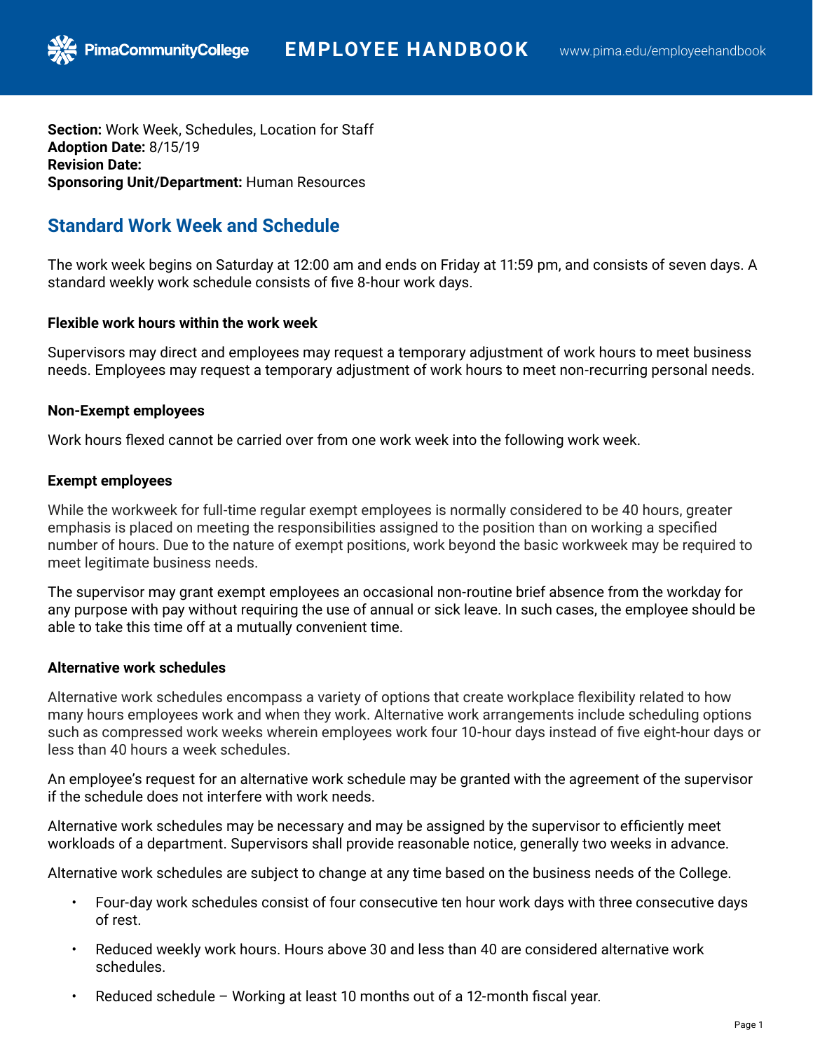**Section:** Work Week, Schedules, Location for Staff
**Adoption Date:** 8/15/19
**Revision Date:**
**Sponsoring Unit/Department:** Human Resources

## Standard Work Week and Schedule

The work week begins on Saturday at 12:00 am and ends on Friday at 11:59 pm, and consists of seven days. A standard weekly work schedule consists of five 8-hour work days.

#### Flexible work hours within the work week

Supervisors may direct and employees may request a temporary adjustment of work hours to meet business needs. Employees may request a temporary adjustment of work hours to meet non-recurring personal needs.

#### Non-Exempt employees

Work hours flexed cannot be carried over from one work week into the following work week.

#### Exempt employees

While the workweek for full-time regular exempt employees is normally considered to be 40 hours, greater emphasis is placed on meeting the responsibilities assigned to the position than on working a specified number of hours. Due to the nature of exempt positions, work beyond the basic workweek may be required to meet legitimate business needs.

The supervisor may grant exempt employees an occasional non-routine brief absence from the workday for any purpose with pay without requiring the use of annual or sick leave. In such cases, the employee should be able to take this time off at a mutually convenient time.

#### Alternative work schedules

Alternative work schedules encompass a variety of options that create workplace flexibility related to how many hours employees work and when they work. Alternative work arrangements include scheduling options such as compressed work weeks wherein employees work four 10-hour days instead of five eight-hour days or less than 40 hours a week schedules.

An employee's request for an alternative work schedule may be granted with the agreement of the supervisor if the schedule does not interfere with work needs.

Alternative work schedules may be necessary and may be assigned by the supervisor to efficiently meet workloads of a department. Supervisors shall provide reasonable notice, generally two weeks in advance.

Alternative work schedules are subject to change at any time based on the business needs of the College.

- Four-day work schedules consist of four consecutive ten hour work days with three consecutive days of rest.
- Reduced weekly work hours. Hours above 30 and less than 40 are considered alternative work schedules.
- Reduced schedule – Working at least 10 months out of a 12-month fiscal year.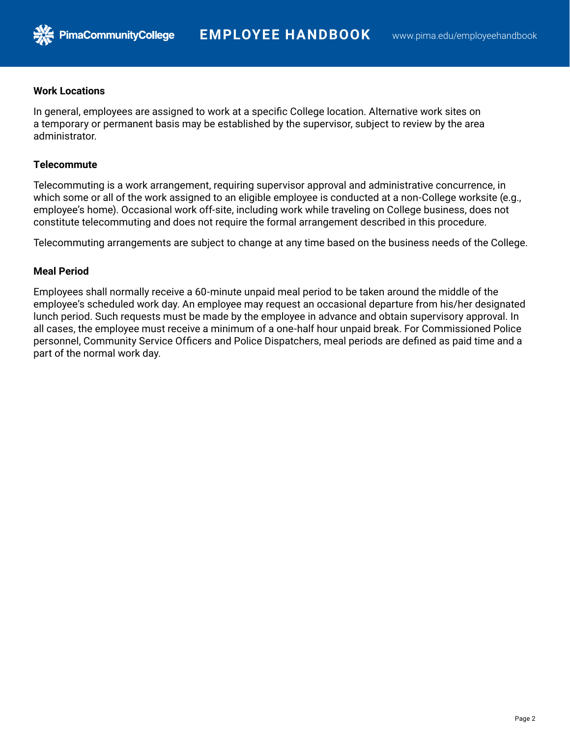**Work Locations**

In general, employees are assigned to work at a specific College location. Alternative work sites on a temporary or permanent basis may be established by the supervisor, subject to review by the area administrator.

**Telecommute**

Telecommuting is a work arrangement, requiring supervisor approval and administrative concurrence, in which some or all of the work assigned to an eligible employee is conducted at a non-College worksite (e.g., employee's home). Occasional work off-site, including work while traveling on College business, does not constitute telecommuting and does not require the formal arrangement described in this procedure.

Telecommuting arrangements are subject to change at any time based on the business needs of the College.

**Meal Period**

Employees shall normally receive a 60-minute unpaid meal period to be taken around the middle of the employee's scheduled work day. An employee may request an occasional departure from his/her designated lunch period. Such requests must be made by the employee in advance and obtain supervisory approval. In all cases, the employee must receive a minimum of a one-half hour unpaid break. For Commissioned Police personnel, Community Service Officers and Police Dispatchers, meal periods are defined as paid time and a part of the normal work day.